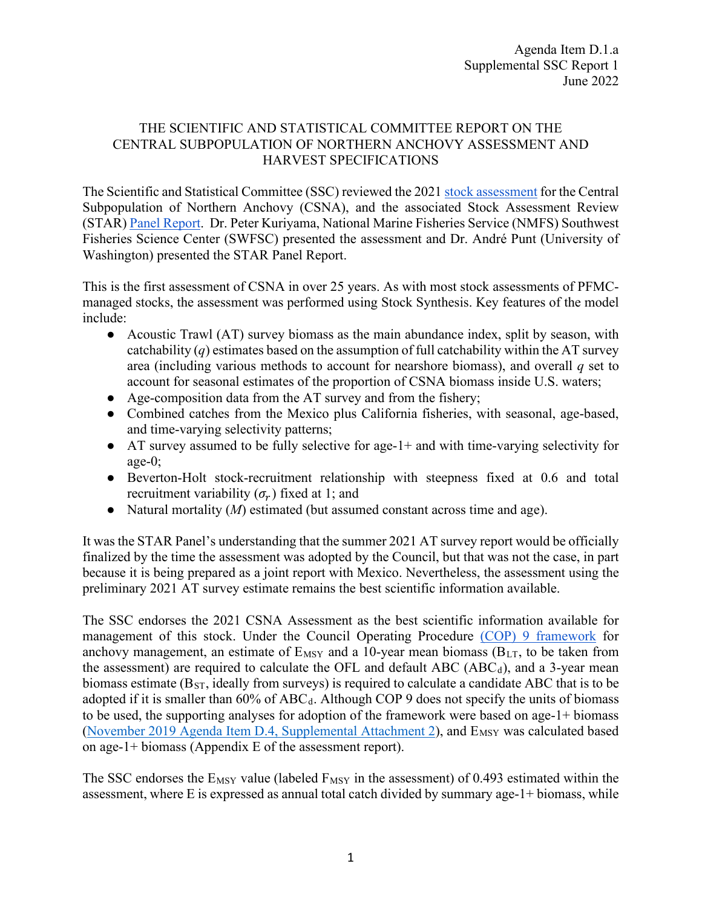Agenda Item D.1.a
Supplemental SSC Report 1
June 2022

# THE SCIENTIFIC AND STATISTICAL COMMITTEE REPORT ON THE CENTRAL SUBPOPULATION OF NORTHERN ANCHOVY ASSESSMENT AND HARVEST SPECIFICATIONS

The Scientific and Statistical Committee (SSC) reviewed the 2021 stock assessment for the Central Subpopulation of Northern Anchovy (CSNA), and the associated Stock Assessment Review (STAR) Panel Report. Dr. Peter Kuriyama, National Marine Fisheries Service (NMFS) Southwest Fisheries Science Center (SWFSC) presented the assessment and Dr. André Punt (University of Washington) presented the STAR Panel Report.

This is the first assessment of CSNA in over 25 years. As with most stock assessments of PFMC-managed stocks, the assessment was performed using Stock Synthesis. Key features of the model include:

- Acoustic Trawl (AT) survey biomass as the main abundance index, split by season, with catchability ($q$) estimates based on the assumption of full catchability within the AT survey area (including various methods to account for nearshore biomass), and overall $q$ set to account for seasonal estimates of the proportion of CSNA biomass inside U.S. waters;
- Age-composition data from the AT survey and from the fishery;
- Combined catches from the Mexico plus California fisheries, with seasonal, age-based, and time-varying selectivity patterns;
- AT survey assumed to be fully selective for age-1+ and with time-varying selectivity for age-0;
- Beverton-Holt stock-recruitment relationship with steepness fixed at 0.6 and total recruitment variability ($\sigma_r$) fixed at 1; and
- Natural mortality ($M$) estimated (but assumed constant across time and age).

It was the STAR Panel's understanding that the summer 2021 AT survey report would be officially finalized by the time the assessment was adopted by the Council, but that was not the case, in part because it is being prepared as a joint report with Mexico. Nevertheless, the assessment using the preliminary 2021 AT survey estimate remains the best scientific information available.

The SSC endorses the 2021 CSNA Assessment as the best scientific information available for management of this stock. Under the Council Operating Procedure (COP) 9 framework for anchovy management, an estimate of $E_{MSY}$ and a 10-year mean biomass ($B_{LT}$, to be taken from the assessment) are required to calculate the OFL and default ABC ($ABC_d$), and a 3-year mean biomass estimate ($B_{ST}$, ideally from surveys) is required to calculate a candidate ABC that is to be adopted if it is smaller than 60% of $ABC_d$. Although COP 9 does not specify the units of biomass to be used, the supporting analyses for adoption of the framework were based on age-1+ biomass (November 2019 Agenda Item D.4, Supplemental Attachment 2), and $E_{MSY}$ was calculated based on age-1+ biomass (Appendix E of the assessment report).

The SSC endorses the $E_{MSY}$ value (labeled $F_{MSY}$ in the assessment) of 0.493 estimated within the assessment, where E is expressed as annual total catch divided by summary age-1+ biomass, while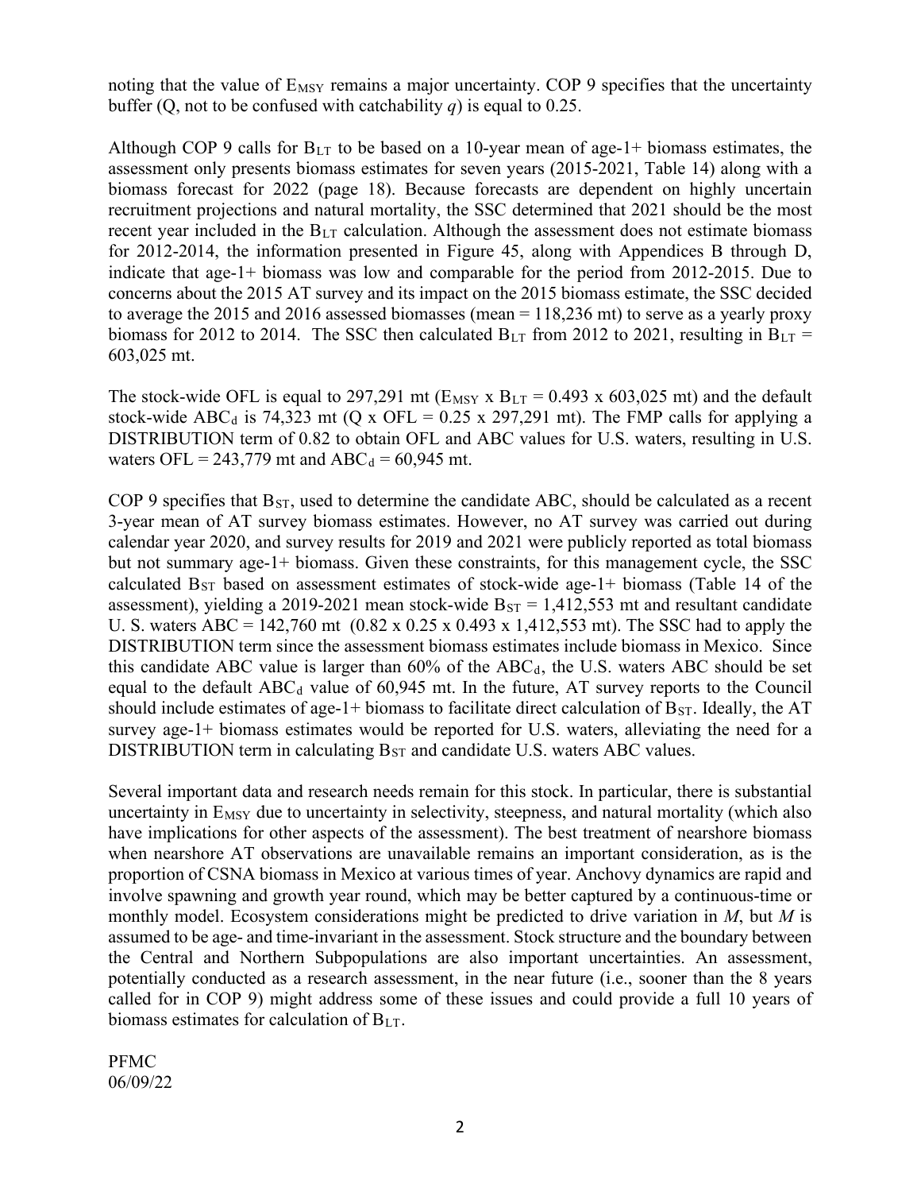noting that the value of $E_{MSY}$ remains a major uncertainty. COP 9 specifies that the uncertainty buffer (Q, not to be confused with catchability *q*) is equal to 0.25.

Although COP 9 calls for $B_{LT}$ to be based on a 10-year mean of age-1+ biomass estimates, the assessment only presents biomass estimates for seven years (2015-2021, Table 14) along with a biomass forecast for 2022 (page 18). Because forecasts are dependent on highly uncertain recruitment projections and natural mortality, the SSC determined that 2021 should be the most recent year included in the $B_{LT}$ calculation. Although the assessment does not estimate biomass for 2012-2014, the information presented in Figure 45, along with Appendices B through D, indicate that age-1+ biomass was low and comparable for the period from 2012-2015. Due to concerns about the 2015 AT survey and its impact on the 2015 biomass estimate, the SSC decided to average the 2015 and 2016 assessed biomasses (mean = 118,236 mt) to serve as a yearly proxy biomass for 2012 to 2014. The SSC then calculated $B_{LT}$ from 2012 to 2021, resulting in $B_{LT}$ = 603,025 mt.

The stock-wide OFL is equal to 297,291 mt ($E_{MSY} \times B_{LT} = 0.493 \times 603{,}025$ mt) and the default stock-wide $ABC_d$ is 74,323 mt ($Q \times OFL = 0.25 \times 297{,}291$ mt). The FMP calls for applying a DISTRIBUTION term of 0.82 to obtain OFL and ABC values for U.S. waters, resulting in U.S. waters OFL = 243,779 mt and $ABC_d$ = 60,945 mt.

COP 9 specifies that $B_{ST}$, used to determine the candidate ABC, should be calculated as a recent 3-year mean of AT survey biomass estimates. However, no AT survey was carried out during calendar year 2020, and survey results for 2019 and 2021 were publicly reported as total biomass but not summary age-1+ biomass. Given these constraints, for this management cycle, the SSC calculated $B_{ST}$ based on assessment estimates of stock-wide age-1+ biomass (Table 14 of the assessment), yielding a 2019-2021 mean stock-wide $B_{ST}$ = 1,412,553 mt and resultant candidate U. S. waters ABC = 142,760 mt ($0.82 \times 0.25 \times 0.493 \times 1{,}412{,}553$ mt). The SSC had to apply the DISTRIBUTION term since the assessment biomass estimates include biomass in Mexico. Since this candidate ABC value is larger than 60% of the $ABC_d$, the U.S. waters ABC should be set equal to the default $ABC_d$ value of 60,945 mt. In the future, AT survey reports to the Council should include estimates of age-1+ biomass to facilitate direct calculation of $B_{ST}$. Ideally, the AT survey age-1+ biomass estimates would be reported for U.S. waters, alleviating the need for a DISTRIBUTION term in calculating $B_{ST}$ and candidate U.S. waters ABC values.

Several important data and research needs remain for this stock. In particular, there is substantial uncertainty in $E_{MSY}$ due to uncertainty in selectivity, steepness, and natural mortality (which also have implications for other aspects of the assessment). The best treatment of nearshore biomass when nearshore AT observations are unavailable remains an important consideration, as is the proportion of CSNA biomass in Mexico at various times of year. Anchovy dynamics are rapid and involve spawning and growth year round, which may be better captured by a continuous-time or monthly model. Ecosystem considerations might be predicted to drive variation in *M*, but *M* is assumed to be age- and time-invariant in the assessment. Stock structure and the boundary between the Central and Northern Subpopulations are also important uncertainties. An assessment, potentially conducted as a research assessment, in the near future (i.e., sooner than the 8 years called for in COP 9) might address some of these issues and could provide a full 10 years of biomass estimates for calculation of $B_{LT}$.

PFMC
06/09/22